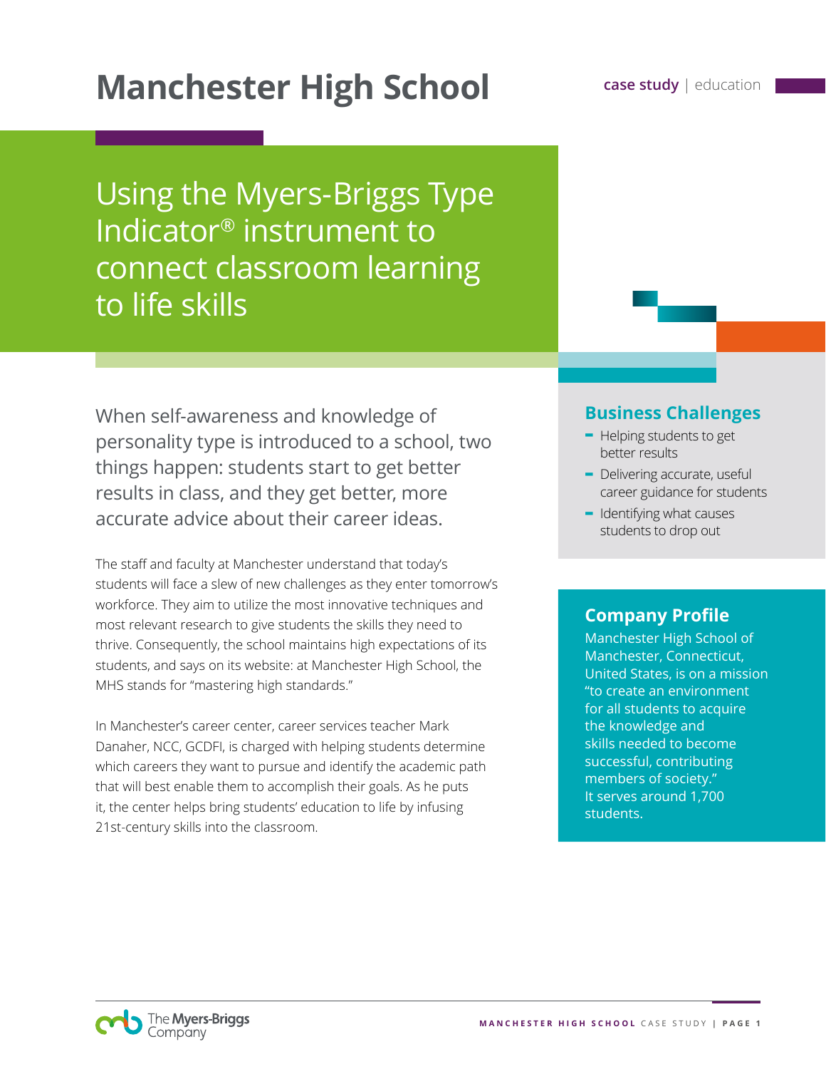# Manchester High School

case study | education

## Using the Myers-Briggs Type Indicator® instrument to connect classroom learning to life skills

When self-awareness and knowledge of personality type is introduced to a school, two things happen: students start to get better results in class, and they get better, more accurate advice about their career ideas.

The staff and faculty at Manchester understand that today's students will face a slew of new challenges as they enter tomorrow's workforce. They aim to utilize the most innovative techniques and most relevant research to give students the skills they need to thrive. Consequently, the school maintains high expectations of its students, and says on its website: at Manchester High School, the MHS stands for "mastering high standards."

In Manchester's career center, career services teacher Mark Danaher, NCC, GCDFI, is charged with helping students determine which careers they want to pursue and identify the academic path that will best enable them to accomplish their goals. As he puts it, the center helps bring students' education to life by infusing 21st-century skills into the classroom.

### Business Challenges

- Helping students to get better results
- Delivering accurate, useful career guidance for students
- Identifying what causes students to drop out

### Company Profile

Manchester High School of Manchester, Connecticut, United States, is on a mission "to create an environment for all students to acquire the knowledge and skills needed to become successful, contributing members of society." It serves around 1,700 students.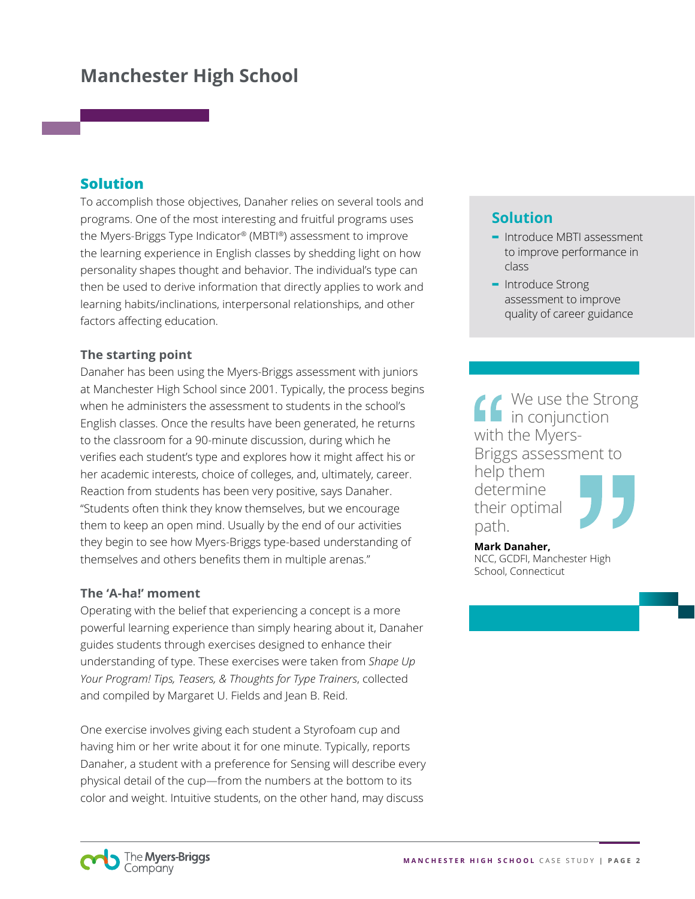# Manchester High School

## Solution

To accomplish those objectives, Danaher relies on several tools and programs. One of the most interesting and fruitful programs uses the Myers-Briggs Type Indicator® (MBTI®) assessment to improve the learning experience in English classes by shedding light on how personality shapes thought and behavior. The individual's type can then be used to derive information that directly applies to work and learning habits/inclinations, interpersonal relationships, and other factors affecting education.

### The starting point

Danaher has been using the Myers-Briggs assessment with juniors at Manchester High School since 2001. Typically, the process begins when he administers the assessment to students in the school's English classes. Once the results have been generated, he returns to the classroom for a 90-minute discussion, during which he verifies each student's type and explores how it might affect his or her academic interests, choice of colleges, and, ultimately, career. Reaction from students has been very positive, says Danaher. "Students often think they know themselves, but we encourage them to keep an open mind. Usually by the end of our activities they begin to see how Myers-Briggs type-based understanding of themselves and others benefits them in multiple arenas."

### The 'A-ha!' moment

Operating with the belief that experiencing a concept is a more powerful learning experience than simply hearing about it, Danaher guides students through exercises designed to enhance their understanding of type. These exercises were taken from *Shape Up Your Program! Tips, Teasers, & Thoughts for Type Trainers*, collected and compiled by Margaret U. Fields and Jean B. Reid.

One exercise involves giving each student a Styrofoam cup and having him or her write about it for one minute. Typically, reports Danaher, a student with a preference for Sensing will describe every physical detail of the cup—from the numbers at the bottom to its color and weight. Intuitive students, on the other hand, may discuss

## Solution

- Introduce MBTI assessment to improve performance in class
- Introduce Strong assessment to improve quality of career guidance

> "We use the Strong in conjunction with the Myers-Briggs assessment to help them determine their optimal path."
>
> **Mark Danaher,**
> NCC, GCDFI, Manchester High School, Connecticut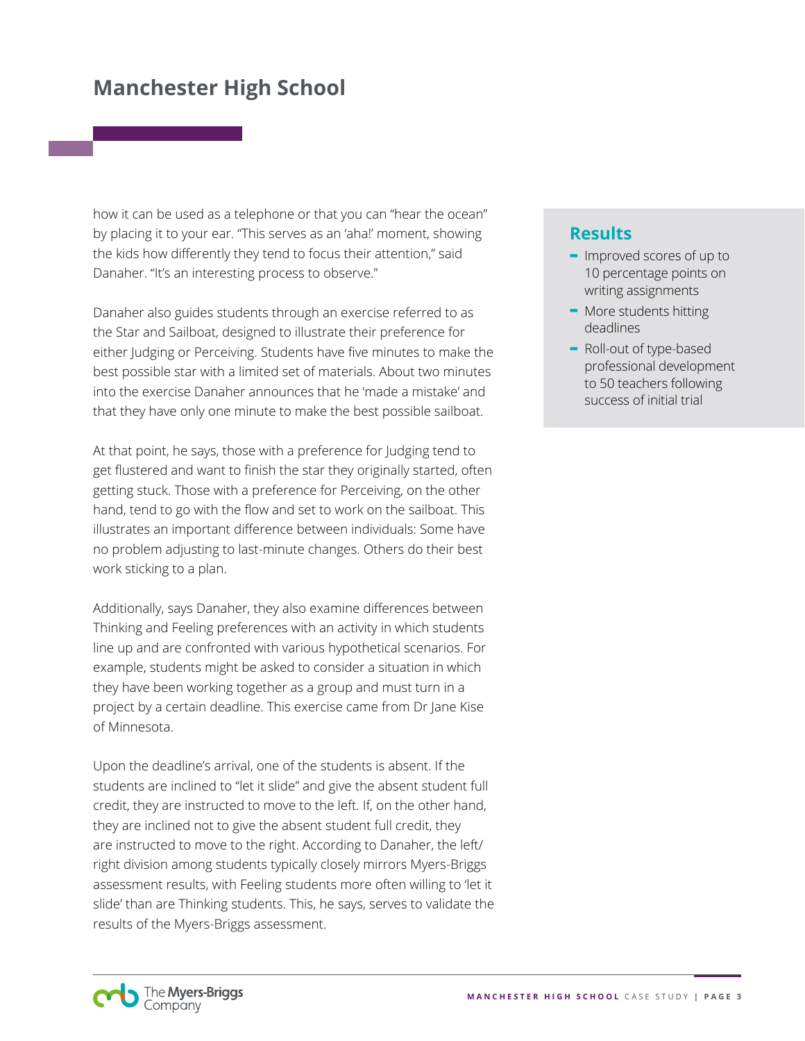how it can be used as a telephone or that you can "hear the ocean" by placing it to your ear. "This serves as an 'aha!' moment, showing the kids how differently they tend to focus their attention," said Danaher. "It's an interesting process to observe."

Danaher also guides students through an exercise referred to as the Star and Sailboat, designed to illustrate their preference for either Judging or Perceiving. Students have five minutes to make the best possible star with a limited set of materials. About two minutes into the exercise Danaher announces that he 'made a mistake' and that they have only one minute to make the best possible sailboat.

At that point, he says, those with a preference for Judging tend to get flustered and want to finish the star they originally started, often getting stuck. Those with a preference for Perceiving, on the other hand, tend to go with the flow and set to work on the sailboat. This illustrates an important difference between individuals: Some have no problem adjusting to last-minute changes. Others do their best work sticking to a plan.

Additionally, says Danaher, they also examine differences between Thinking and Feeling preferences with an activity in which students line up and are confronted with various hypothetical scenarios. For example, students might be asked to consider a situation in which they have been working together as a group and must turn in a project by a certain deadline. This exercise came from Dr Jane Kise of Minnesota.

Upon the deadline's arrival, one of the students is absent. If the students are inclined to "let it slide" and give the absent student full credit, they are instructed to move to the left. If, on the other hand, they are inclined not to give the absent student full credit, they are instructed to move to the right. According to Danaher, the left/right division among students typically closely mirrors Myers-Briggs assessment results, with Feeling students more often willing to 'let it slide' than are Thinking students. This, he says, serves to validate the results of the Myers-Briggs assessment.

## Results

- Improved scores of up to 10 percentage points on writing assignments
- More students hitting deadlines
- Roll-out of type-based professional development to 50 teachers following success of initial trial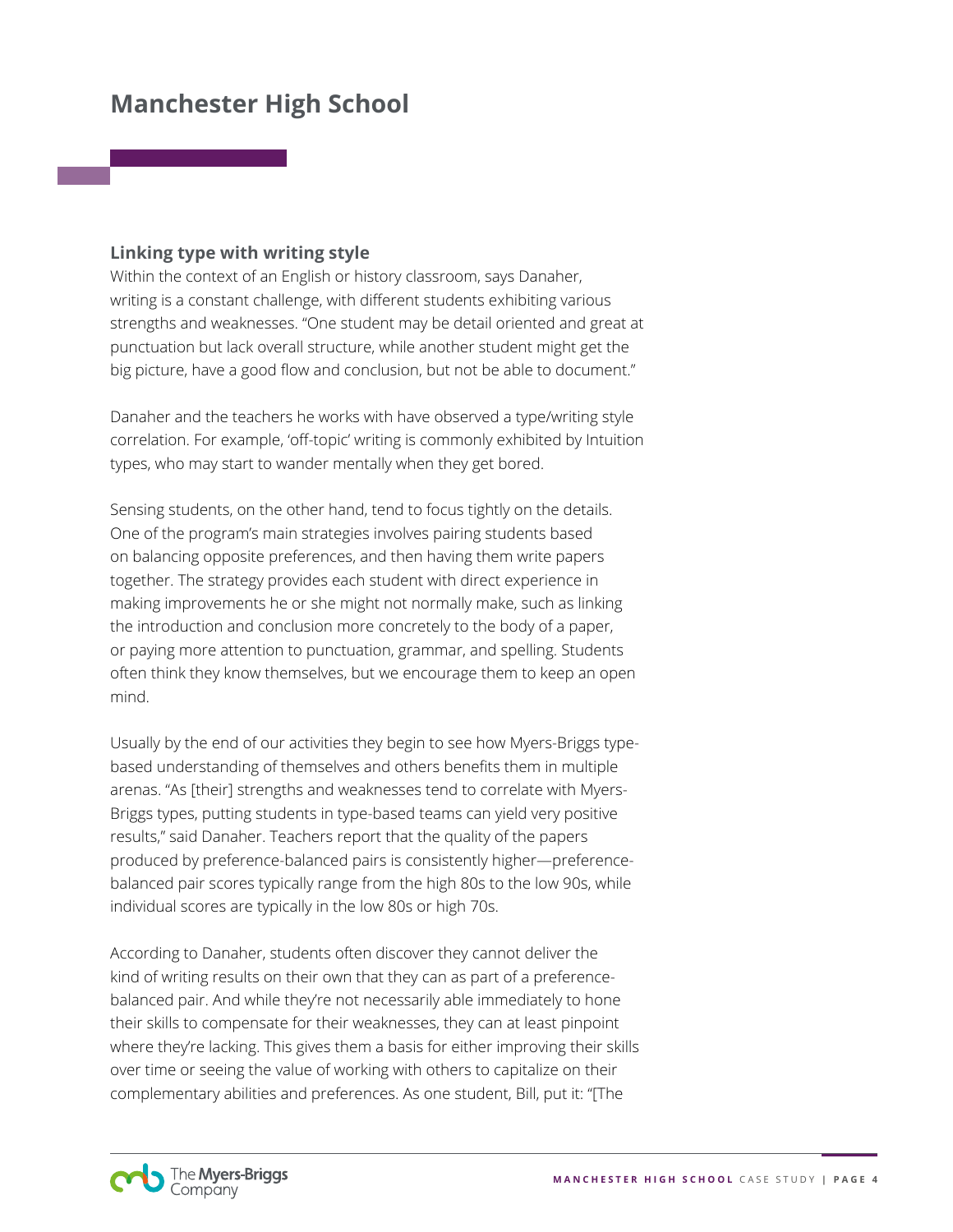# Manchester High School

### Linking type with writing style

Within the context of an English or history classroom, says Danaher, writing is a constant challenge, with different students exhibiting various strengths and weaknesses. "One student may be detail oriented and great at punctuation but lack overall structure, while another student might get the big picture, have a good flow and conclusion, but not be able to document."

Danaher and the teachers he works with have observed a type/writing style correlation. For example, 'off-topic' writing is commonly exhibited by Intuition types, who may start to wander mentally when they get bored.

Sensing students, on the other hand, tend to focus tightly on the details. One of the program's main strategies involves pairing students based on balancing opposite preferences, and then having them write papers together. The strategy provides each student with direct experience in making improvements he or she might not normally make, such as linking the introduction and conclusion more concretely to the body of a paper, or paying more attention to punctuation, grammar, and spelling. Students often think they know themselves, but we encourage them to keep an open mind.

Usually by the end of our activities they begin to see how Myers-Briggs type-based understanding of themselves and others benefits them in multiple arenas. "As [their] strengths and weaknesses tend to correlate with Myers-Briggs types, putting students in type-based teams can yield very positive results," said Danaher. Teachers report that the quality of the papers produced by preference-balanced pairs is consistently higher—preference-balanced pair scores typically range from the high 80s to the low 90s, while individual scores are typically in the low 80s or high 70s.

According to Danaher, students often discover they cannot deliver the kind of writing results on their own that they can as part of a preference-balanced pair. And while they're not necessarily able immediately to hone their skills to compensate for their weaknesses, they can at least pinpoint where they're lacking. This gives them a basis for either improving their skills over time or seeing the value of working with others to capitalize on their complementary abilities and preferences. As one student, Bill, put it: "[The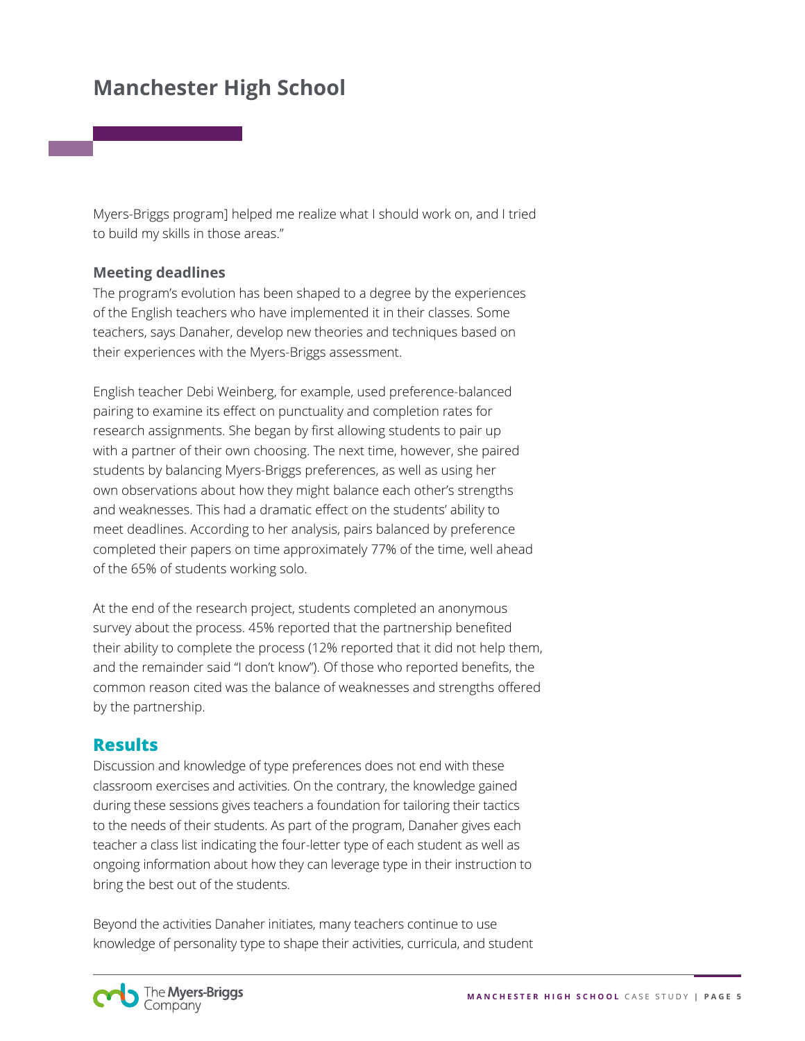Myers-Briggs program] helped me realize what I should work on, and I tried to build my skills in those areas."

### Meeting deadlines

The program's evolution has been shaped to a degree by the experiences of the English teachers who have implemented it in their classes. Some teachers, says Danaher, develop new theories and techniques based on their experiences with the Myers-Briggs assessment.

English teacher Debi Weinberg, for example, used preference-balanced pairing to examine its effect on punctuality and completion rates for research assignments. She began by first allowing students to pair up with a partner of their own choosing. The next time, however, she paired students by balancing Myers-Briggs preferences, as well as using her own observations about how they might balance each other's strengths and weaknesses. This had a dramatic effect on the students' ability to meet deadlines. According to her analysis, pairs balanced by preference completed their papers on time approximately 77% of the time, well ahead of the 65% of students working solo.

At the end of the research project, students completed an anonymous survey about the process. 45% reported that the partnership benefited their ability to complete the process (12% reported that it did not help them, and the remainder said "I don't know"). Of those who reported benefits, the common reason cited was the balance of weaknesses and strengths offered by the partnership.

## Results

Discussion and knowledge of type preferences does not end with these classroom exercises and activities. On the contrary, the knowledge gained during these sessions gives teachers a foundation for tailoring their tactics to the needs of their students. As part of the program, Danaher gives each teacher a class list indicating the four-letter type of each student as well as ongoing information about how they can leverage type in their instruction to bring the best out of the students.

Beyond the activities Danaher initiates, many teachers continue to use knowledge of personality type to shape their activities, curricula, and student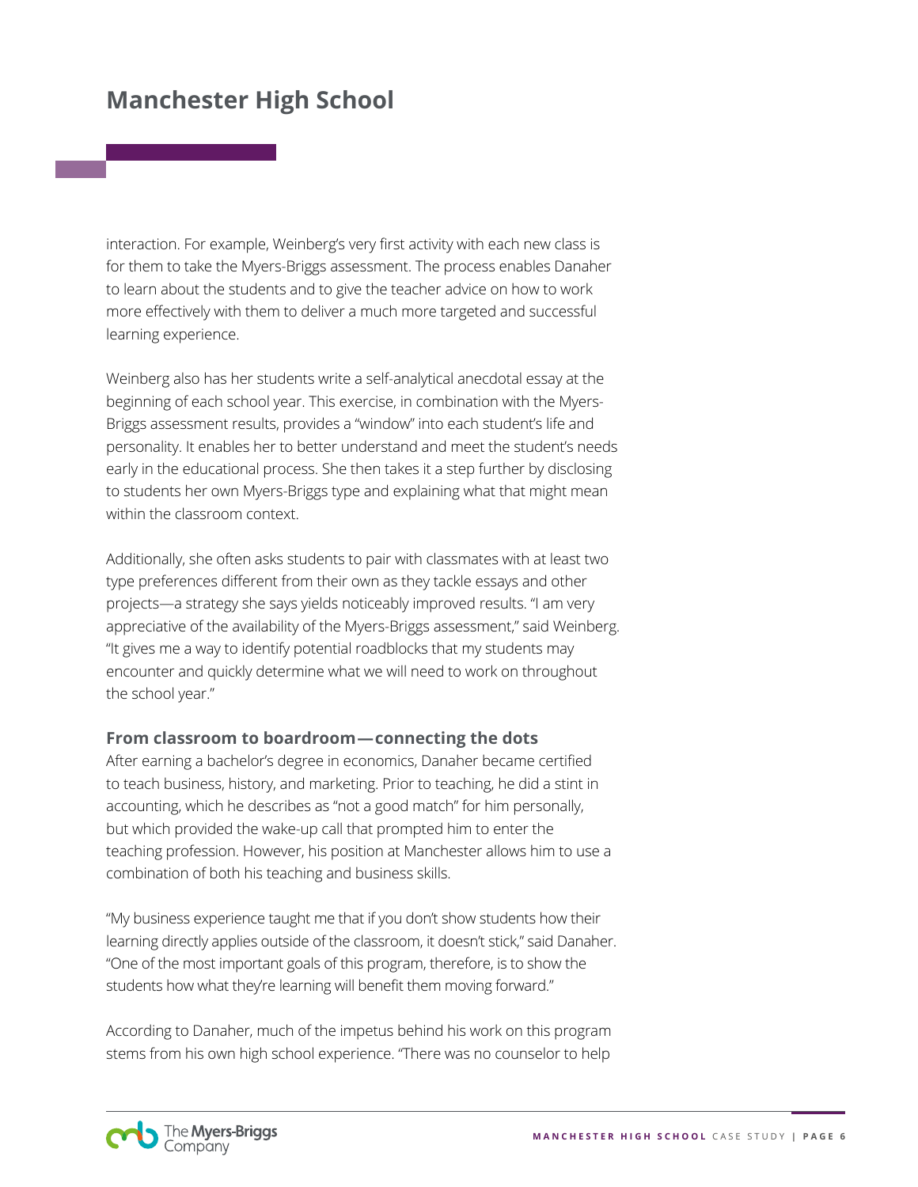interaction. For example, Weinberg's very first activity with each new class is for them to take the Myers-Briggs assessment. The process enables Danaher to learn about the students and to give the teacher advice on how to work more effectively with them to deliver a much more targeted and successful learning experience.

Weinberg also has her students write a self-analytical anecdotal essay at the beginning of each school year. This exercise, in combination with the Myers-Briggs assessment results, provides a "window" into each student's life and personality. It enables her to better understand and meet the student's needs early in the educational process. She then takes it a step further by disclosing to students her own Myers-Briggs type and explaining what that might mean within the classroom context.

Additionally, she often asks students to pair with classmates with at least two type preferences different from their own as they tackle essays and other projects—a strategy she says yields noticeably improved results. "I am very appreciative of the availability of the Myers-Briggs assessment," said Weinberg. "It gives me a way to identify potential roadblocks that my students may encounter and quickly determine what we will need to work on throughout the school year."

### From classroom to boardroom—connecting the dots

After earning a bachelor's degree in economics, Danaher became certified to teach business, history, and marketing. Prior to teaching, he did a stint in accounting, which he describes as "not a good match" for him personally, but which provided the wake-up call that prompted him to enter the teaching profession. However, his position at Manchester allows him to use a combination of both his teaching and business skills.

"My business experience taught me that if you don't show students how their learning directly applies outside of the classroom, it doesn't stick," said Danaher. "One of the most important goals of this program, therefore, is to show the students how what they're learning will benefit them moving forward."

According to Danaher, much of the impetus behind his work on this program stems from his own high school experience. "There was no counselor to help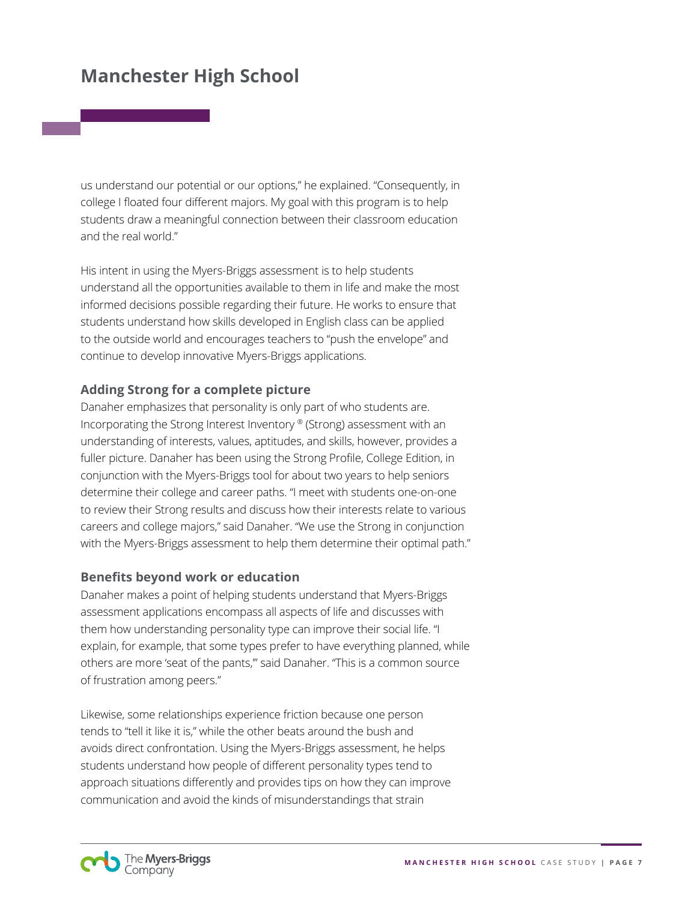us understand our potential or our options," he explained. "Consequently, in college I floated four different majors. My goal with this program is to help students draw a meaningful connection between their classroom education and the real world."

His intent in using the Myers-Briggs assessment is to help students understand all the opportunities available to them in life and make the most informed decisions possible regarding their future. He works to ensure that students understand how skills developed in English class can be applied to the outside world and encourages teachers to "push the envelope" and continue to develop innovative Myers-Briggs applications.

### Adding Strong for a complete picture

Danaher emphasizes that personality is only part of who students are. Incorporating the Strong Interest Inventory ® (Strong) assessment with an understanding of interests, values, aptitudes, and skills, however, provides a fuller picture. Danaher has been using the Strong Profile, College Edition, in conjunction with the Myers-Briggs tool for about two years to help seniors determine their college and career paths. "I meet with students one-on-one to review their Strong results and discuss how their interests relate to various careers and college majors," said Danaher. "We use the Strong in conjunction with the Myers-Briggs assessment to help them determine their optimal path."

### Benefits beyond work or education

Danaher makes a point of helping students understand that Myers-Briggs assessment applications encompass all aspects of life and discusses with them how understanding personality type can improve their social life. "I explain, for example, that some types prefer to have everything planned, while others are more 'seat of the pants,'" said Danaher. "This is a common source of frustration among peers."

Likewise, some relationships experience friction because one person tends to "tell it like it is," while the other beats around the bush and avoids direct confrontation. Using the Myers-Briggs assessment, he helps students understand how people of different personality types tend to approach situations differently and provides tips on how they can improve communication and avoid the kinds of misunderstandings that strain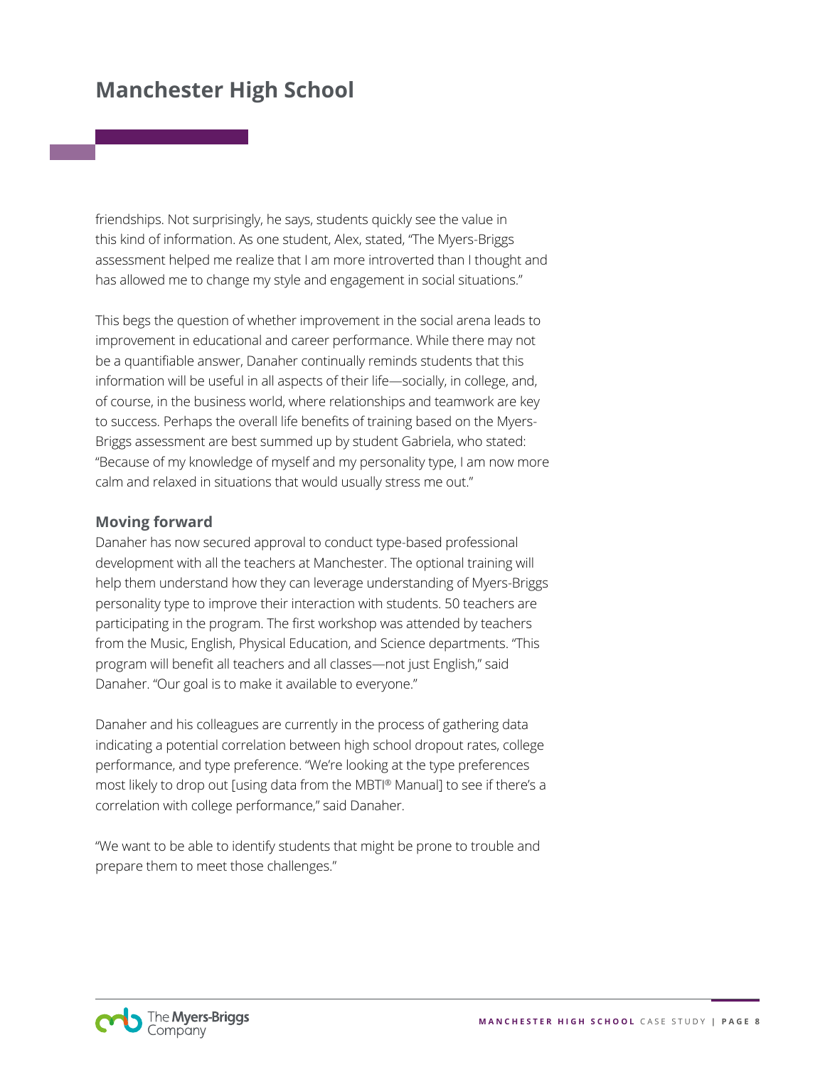friendships. Not surprisingly, he says, students quickly see the value in this kind of information. As one student, Alex, stated, "The Myers-Briggs assessment helped me realize that I am more introverted than I thought and has allowed me to change my style and engagement in social situations."

This begs the question of whether improvement in the social arena leads to improvement in educational and career performance. While there may not be a quantifiable answer, Danaher continually reminds students that this information will be useful in all aspects of their life—socially, in college, and, of course, in the business world, where relationships and teamwork are key to success. Perhaps the overall life benefits of training based on the Myers-Briggs assessment are best summed up by student Gabriela, who stated: "Because of my knowledge of myself and my personality type, I am now more calm and relaxed in situations that would usually stress me out."

### Moving forward

Danaher has now secured approval to conduct type-based professional development with all the teachers at Manchester. The optional training will help them understand how they can leverage understanding of Myers-Briggs personality type to improve their interaction with students. 50 teachers are participating in the program. The first workshop was attended by teachers from the Music, English, Physical Education, and Science departments. "This program will benefit all teachers and all classes—not just English," said Danaher. "Our goal is to make it available to everyone."

Danaher and his colleagues are currently in the process of gathering data indicating a potential correlation between high school dropout rates, college performance, and type preference. "We're looking at the type preferences most likely to drop out [using data from the MBTI® Manual] to see if there's a correlation with college performance," said Danaher.

"We want to be able to identify students that might be prone to trouble and prepare them to meet those challenges."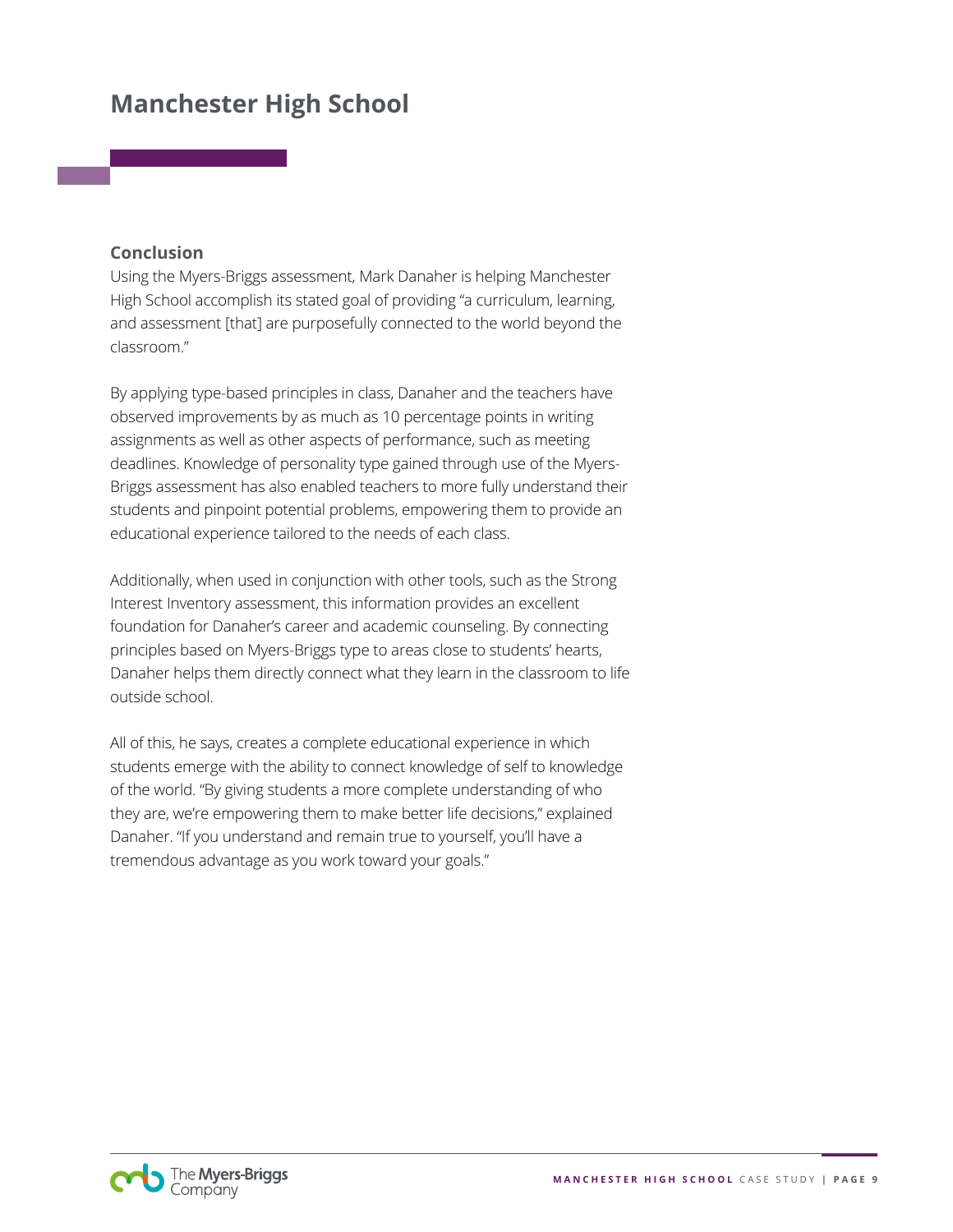# Manchester High School

## Conclusion

Using the Myers-Briggs assessment, Mark Danaher is helping Manchester High School accomplish its stated goal of providing "a curriculum, learning, and assessment [that] are purposefully connected to the world beyond the classroom."

By applying type-based principles in class, Danaher and the teachers have observed improvements by as much as 10 percentage points in writing assignments as well as other aspects of performance, such as meeting deadlines. Knowledge of personality type gained through use of the Myers-Briggs assessment has also enabled teachers to more fully understand their students and pinpoint potential problems, empowering them to provide an educational experience tailored to the needs of each class.

Additionally, when used in conjunction with other tools, such as the Strong Interest Inventory assessment, this information provides an excellent foundation for Danaher's career and academic counseling. By connecting principles based on Myers-Briggs type to areas close to students' hearts, Danaher helps them directly connect what they learn in the classroom to life outside school.

All of this, he says, creates a complete educational experience in which students emerge with the ability to connect knowledge of self to knowledge of the world. "By giving students a more complete understanding of who they are, we're empowering them to make better life decisions," explained Danaher. "If you understand and remain true to yourself, you'll have a tremendous advantage as you work toward your goals."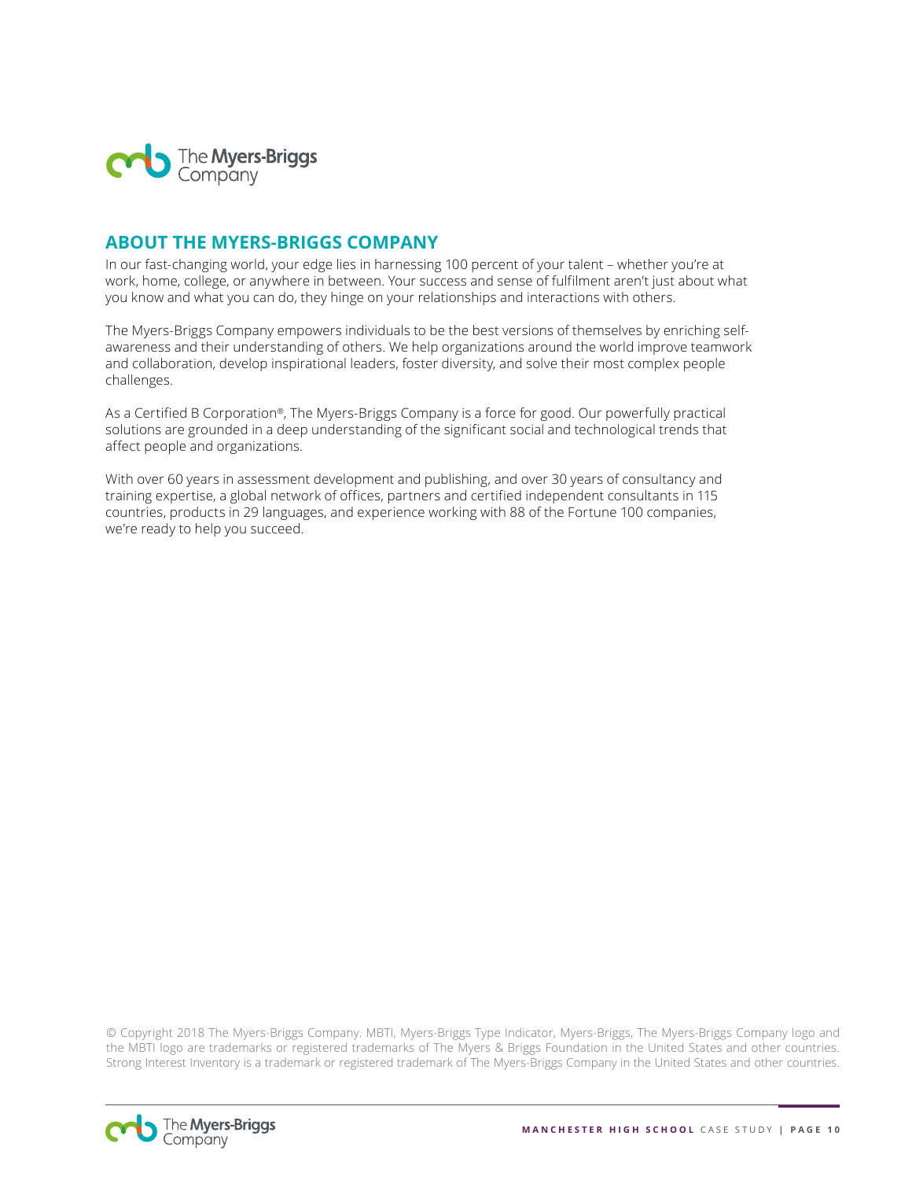## ABOUT THE MYERS-BRIGGS COMPANY

In our fast-changing world, your edge lies in harnessing 100 percent of your talent – whether you're at work, home, college, or anywhere in between. Your success and sense of fulfilment aren't just about what you know and what you can do, they hinge on your relationships and interactions with others.

The Myers-Briggs Company empowers individuals to be the best versions of themselves by enriching self-awareness and their understanding of others. We help organizations around the world improve teamwork and collaboration, develop inspirational leaders, foster diversity, and solve their most complex people challenges.

As a Certified B Corporation®, The Myers-Briggs Company is a force for good. Our powerfully practical solutions are grounded in a deep understanding of the significant social and technological trends that affect people and organizations.

With over 60 years in assessment development and publishing, and over 30 years of consultancy and training expertise, a global network of offices, partners and certified independent consultants in 115 countries, products in 29 languages, and experience working with 88 of the Fortune 100 companies, we're ready to help you succeed.

© Copyright 2018 The Myers-Briggs Company. MBTI, Myers-Briggs Type Indicator, Myers-Briggs, The Myers-Briggs Company logo and the MBTI logo are trademarks or registered trademarks of The Myers & Briggs Foundation in the United States and other countries. Strong Interest Inventory is a trademark or registered trademark of The Myers-Briggs Company in the United States and other countries.